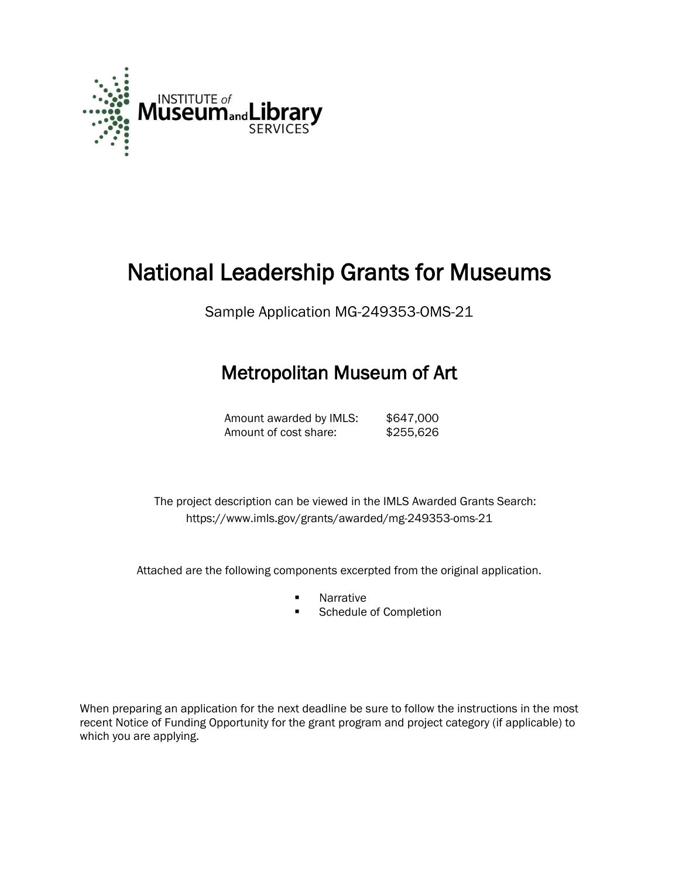INSTITUTE of Museum and Library SERVICES

# National Leadership Grants for Museums

Sample Application MG-249353-OMS-21

## Metropolitan Museum of Art

| | |
|---|---|
| Amount awarded by IMLS: | $647,000 |
| Amount of cost share: | $255,626 |

The project description can be viewed in the IMLS Awarded Grants Search: https://www.imls.gov/grants/awarded/mg-249353-oms-21

Attached are the following components excerpted from the original application.

- Narrative
- Schedule of Completion

When preparing an application for the next deadline be sure to follow the instructions in the most recent Notice of Funding Opportunity for the grant program and project category (if applicable) to which you are applying.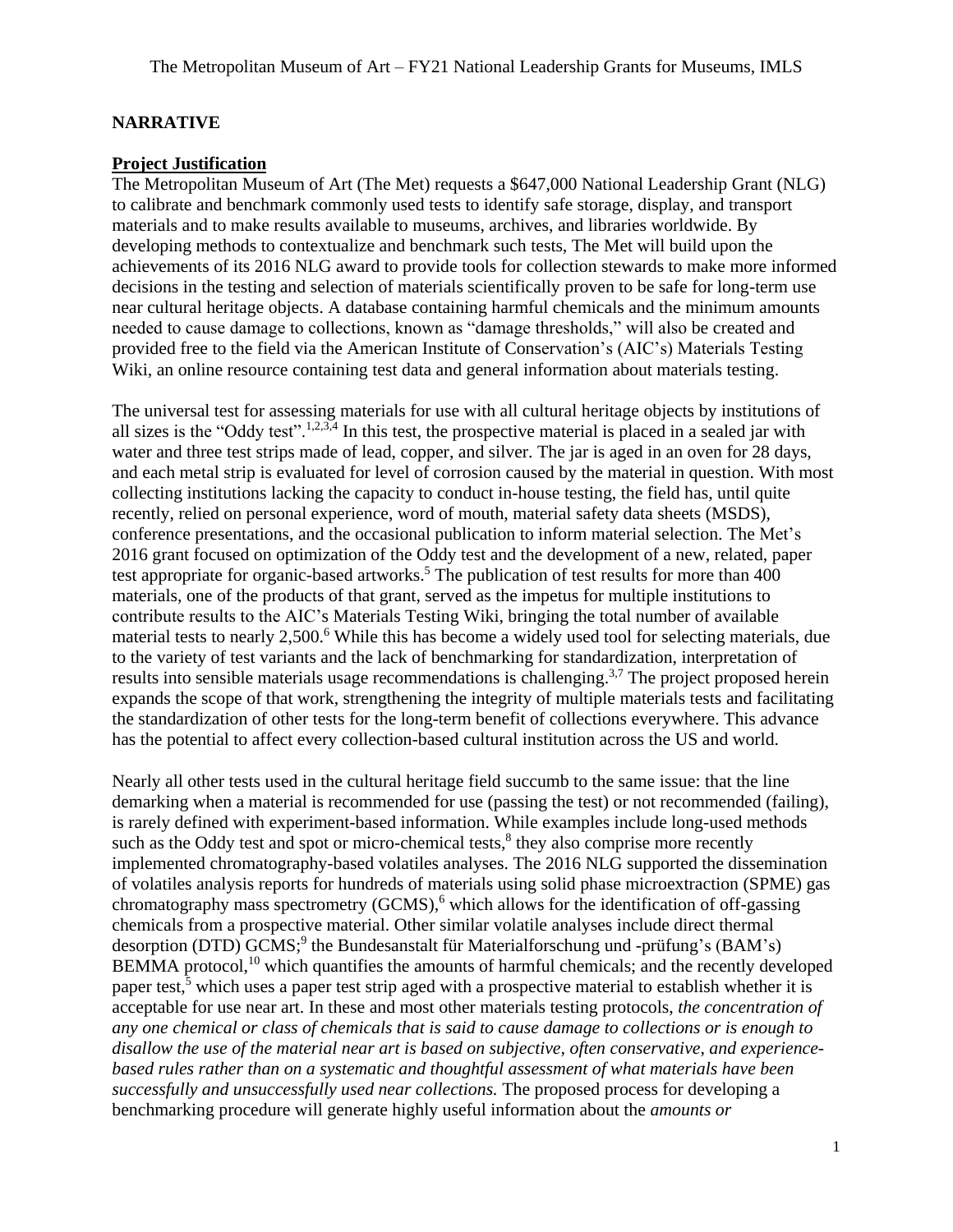## NARRATIVE

### Project Justification

The Metropolitan Museum of Art (The Met) requests a $647,000 National Leadership Grant (NLG) to calibrate and benchmark commonly used tests to identify safe storage, display, and transport materials and to make results available to museums, archives, and libraries worldwide. By developing methods to contextualize and benchmark such tests, The Met will build upon the achievements of its 2016 NLG award to provide tools for collection stewards to make more informed decisions in the testing and selection of materials scientifically proven to be safe for long-term use near cultural heritage objects. A database containing harmful chemicals and the minimum amounts needed to cause damage to collections, known as "damage thresholds," will also be created and provided free to the field via the American Institute of Conservation's (AIC's) Materials Testing Wiki, an online resource containing test data and general information about materials testing.

The universal test for assessing materials for use with all cultural heritage objects by institutions of all sizes is the "Oddy test".[1,2,3,4] In this test, the prospective material is placed in a sealed jar with water and three test strips made of lead, copper, and silver. The jar is aged in an oven for 28 days, and each metal strip is evaluated for level of corrosion caused by the material in question. With most collecting institutions lacking the capacity to conduct in-house testing, the field has, until quite recently, relied on personal experience, word of mouth, material safety data sheets (MSDS), conference presentations, and the occasional publication to inform material selection. The Met's 2016 grant focused on optimization of the Oddy test and the development of a new, related, paper test appropriate for organic-based artworks.[5] The publication of test results for more than 400 materials, one of the products of that grant, served as the impetus for multiple institutions to contribute results to the AIC's Materials Testing Wiki, bringing the total number of available material tests to nearly 2,500.[6] While this has become a widely used tool for selecting materials, due to the variety of test variants and the lack of benchmarking for standardization, interpretation of results into sensible materials usage recommendations is challenging.[3,7] The project proposed herein expands the scope of that work, strengthening the integrity of multiple materials tests and facilitating the standardization of other tests for the long-term benefit of collections everywhere. This advance has the potential to affect every collection-based cultural institution across the US and world.

Nearly all other tests used in the cultural heritage field succumb to the same issue: that the line demarking when a material is recommended for use (passing the test) or not recommended (failing), is rarely defined with experiment-based information. While examples include long-used methods such as the Oddy test and spot or micro-chemical tests,[8] they also comprise more recently implemented chromatography-based volatiles analyses. The 2016 NLG supported the dissemination of volatiles analysis reports for hundreds of materials using solid phase microextraction (SPME) gas chromatography mass spectrometry (GCMS),[6] which allows for the identification of off-gassing chemicals from a prospective material. Other similar volatile analyses include direct thermal desorption (DTD) GCMS;[9] the Bundesanstalt für Materialforschung und -prüfung's (BAM's) BEMMA protocol,[10] which quantifies the amounts of harmful chemicals; and the recently developed paper test,[5] which uses a paper test strip aged with a prospective material to establish whether it is acceptable for use near art. In these and most other materials testing protocols, *the concentration of any one chemical or class of chemicals that is said to cause damage to collections or is enough to disallow the use of the material near art is based on subjective, often conservative, and experience-based rules rather than on a systematic and thoughtful assessment of what materials have been successfully and unsuccessfully used near collections.* The proposed process for developing a benchmarking procedure will generate highly useful information about the *amounts or*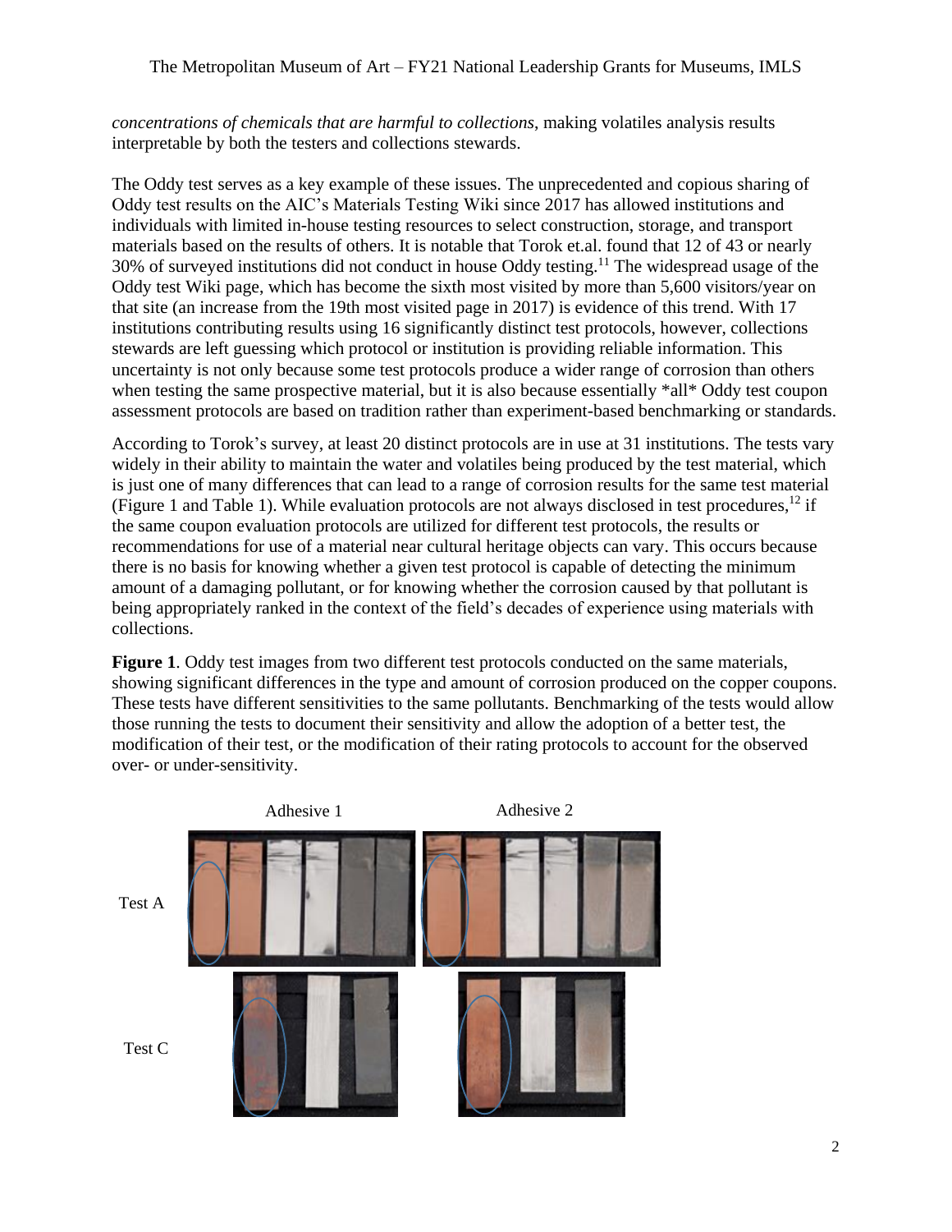*concentrations of chemicals that are harmful to collections*, making volatiles analysis results interpretable by both the testers and collections stewards.

The Oddy test serves as a key example of these issues. The unprecedented and copious sharing of Oddy test results on the AIC's Materials Testing Wiki since 2017 has allowed institutions and individuals with limited in-house testing resources to select construction, storage, and transport materials based on the results of others. It is notable that Torok et.al. found that 12 of 43 or nearly 30% of surveyed institutions did not conduct in house Oddy testing.[11] The widespread usage of the Oddy test Wiki page, which has become the sixth most visited by more than 5,600 visitors/year on that site (an increase from the 19th most visited page in 2017) is evidence of this trend. With 17 institutions contributing results using 16 significantly distinct test protocols, however, collections stewards are left guessing which protocol or institution is providing reliable information. This uncertainty is not only because some test protocols produce a wider range of corrosion than others when testing the same prospective material, but it is also because essentially *all* Oddy test coupon assessment protocols are based on tradition rather than experiment-based benchmarking or standards.

According to Torok's survey, at least 20 distinct protocols are in use at 31 institutions. The tests vary widely in their ability to maintain the water and volatiles being produced by the test material, which is just one of many differences that can lead to a range of corrosion results for the same test material (Figure 1 and Table 1). While evaluation protocols are not always disclosed in test procedures,[12] if the same coupon evaluation protocols are utilized for different test protocols, the results or recommendations for use of a material near cultural heritage objects can vary. This occurs because there is no basis for knowing whether a given test protocol is capable of detecting the minimum amount of a damaging pollutant, or for knowing whether the corrosion caused by that pollutant is being appropriately ranked in the context of the field's decades of experience using materials with collections.

**Figure 1**. Oddy test images from two different test protocols conducted on the same materials, showing significant differences in the type and amount of corrosion produced on the copper coupons. These tests have different sensitivities to the same pollutants. Benchmarking of the tests would allow those running the tests to document their sensitivity and allow the adoption of a better test, the modification of their test, or the modification of their rating protocols to account for the observed over- or under-sensitivity.

Adhesive 1 Adhesive 2

Test A

Test C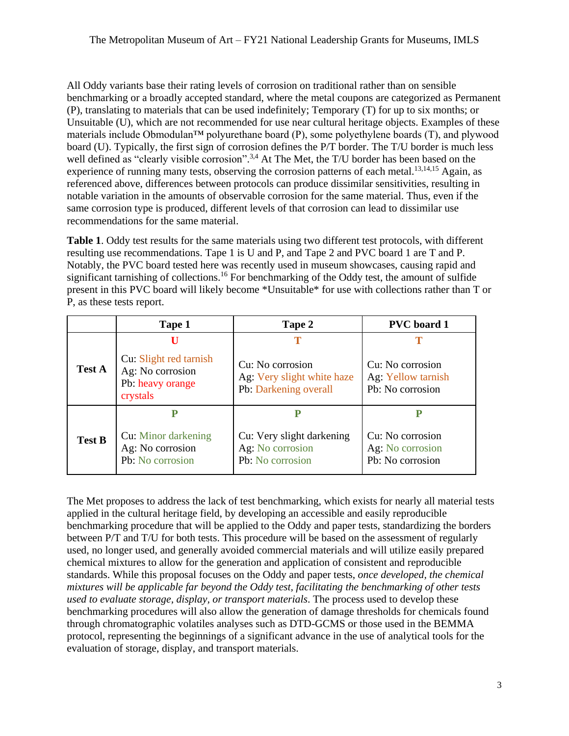All Oddy variants base their rating levels of corrosion on traditional rather than on sensible benchmarking or a broadly accepted standard, where the metal coupons are categorized as Permanent (P), translating to materials that can be used indefinitely; Temporary (T) for up to six months; or Unsuitable (U), which are not recommended for use near cultural heritage objects. Examples of these materials include Obmodulan™ polyurethane board (P), some polyethylene boards (T), and plywood board (U). Typically, the first sign of corrosion defines the P/T border. The T/U border is much less well defined as "clearly visible corrosion".[3,4] At The Met, the T/U border has been based on the experience of running many tests, observing the corrosion patterns of each metal.[13,14,15] Again, as referenced above, differences between protocols can produce dissimilar sensitivities, resulting in notable variation in the amounts of observable corrosion for the same material. Thus, even if the same corrosion type is produced, different levels of that corrosion can lead to dissimilar use recommendations for the same material.

**Table 1**. Oddy test results for the same materials using two different test protocols, with different resulting use recommendations. Tape 1 is U and P, and Tape 2 and PVC board 1 are T and P. Notably, the PVC board tested here was recently used in museum showcases, causing rapid and significant tarnishing of collections.[16] For benchmarking of the Oddy test, the amount of sulfide present in this PVC board will likely become *Unsuitable* for use with collections rather than T or P, as these tests report.

| | Tape 1 | Tape 2 | PVC board 1 |
|---|---|---|---|
| **Test A** | **U**<br><br>Cu: Slight red tarnish<br>Ag: No corrosion<br>Pb: heavy orange crystals | **T**<br><br>Cu: No corrosion<br>Ag: Very slight white haze<br>Pb: Darkening overall | **T**<br><br>Cu: No corrosion<br>Ag: Yellow tarnish<br>Pb: No corrosion |
| **Test B** | **P**<br><br>Cu: Minor darkening<br>Ag: No corrosion<br>Pb: No corrosion | **P**<br><br>Cu: Very slight darkening<br>Ag: No corrosion<br>Pb: No corrosion | **P**<br><br>Cu: No corrosion<br>Ag: No corrosion<br>Pb: No corrosion |

The Met proposes to address the lack of test benchmarking, which exists for nearly all material tests applied in the cultural heritage field, by developing an accessible and easily reproducible benchmarking procedure that will be applied to the Oddy and paper tests, standardizing the borders between P/T and T/U for both tests. This procedure will be based on the assessment of regularly used, no longer used, and generally avoided commercial materials and will utilize easily prepared chemical mixtures to allow for the generation and application of consistent and reproducible standards. While this proposal focuses on the Oddy and paper tests, *once developed, the chemical mixtures will be applicable far beyond the Oddy test, facilitating the benchmarking of other tests used to evaluate storage, display, or transport materials*. The process used to develop these benchmarking procedures will also allow the generation of damage thresholds for chemicals found through chromatographic volatiles analyses such as DTD-GCMS or those used in the BEMMA protocol, representing the beginnings of a significant advance in the use of analytical tools for the evaluation of storage, display, and transport materials.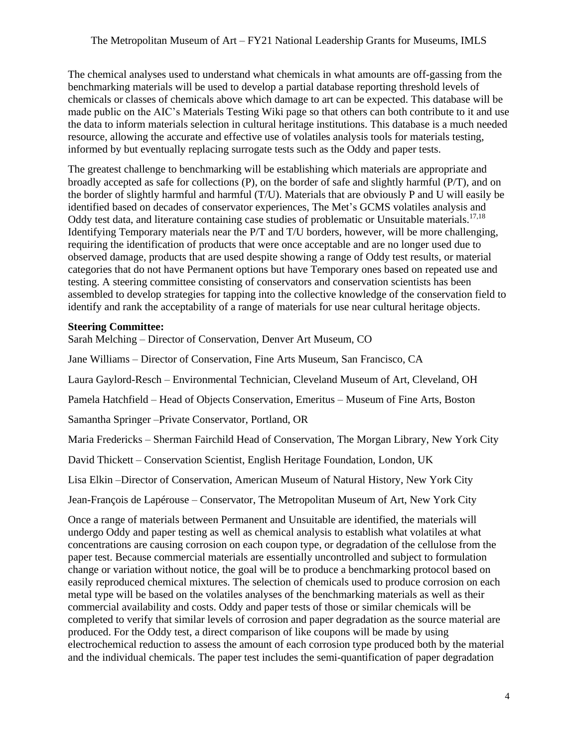The chemical analyses used to understand what chemicals in what amounts are off-gassing from the benchmarking materials will be used to develop a partial database reporting threshold levels of chemicals or classes of chemicals above which damage to art can be expected. This database will be made public on the AIC's Materials Testing Wiki page so that others can both contribute to it and use the data to inform materials selection in cultural heritage institutions. This database is a much needed resource, allowing the accurate and effective use of volatiles analysis tools for materials testing, informed by but eventually replacing surrogate tests such as the Oddy and paper tests.

The greatest challenge to benchmarking will be establishing which materials are appropriate and broadly accepted as safe for collections (P), on the border of safe and slightly harmful (P/T), and on the border of slightly harmful and harmful (T/U). Materials that are obviously P and U will easily be identified based on decades of conservator experiences, The Met's GCMS volatiles analysis and Oddy test data, and literature containing case studies of problematic or Unsuitable materials.[17,18] Identifying Temporary materials near the P/T and T/U borders, however, will be more challenging, requiring the identification of products that were once acceptable and are no longer used due to observed damage, products that are used despite showing a range of Oddy test results, or material categories that do not have Permanent options but have Temporary ones based on repeated use and testing. A steering committee consisting of conservators and conservation scientists has been assembled to develop strategies for tapping into the collective knowledge of the conservation field to identify and rank the acceptability of a range of materials for use near cultural heritage objects.

**Steering Committee:**

Sarah Melching – Director of Conservation, Denver Art Museum, CO

Jane Williams – Director of Conservation, Fine Arts Museum, San Francisco, CA

Laura Gaylord-Resch – Environmental Technician, Cleveland Museum of Art, Cleveland, OH

Pamela Hatchfield – Head of Objects Conservation, Emeritus – Museum of Fine Arts, Boston

Samantha Springer –Private Conservator, Portland, OR

Maria Fredericks – Sherman Fairchild Head of Conservation, The Morgan Library, New York City

David Thickett – Conservation Scientist, English Heritage Foundation, London, UK

Lisa Elkin –Director of Conservation, American Museum of Natural History, New York City

Jean-François de Lapérouse – Conservator, The Metropolitan Museum of Art, New York City

Once a range of materials between Permanent and Unsuitable are identified, the materials will undergo Oddy and paper testing as well as chemical analysis to establish what volatiles at what concentrations are causing corrosion on each coupon type, or degradation of the cellulose from the paper test. Because commercial materials are essentially uncontrolled and subject to formulation change or variation without notice, the goal will be to produce a benchmarking protocol based on easily reproduced chemical mixtures. The selection of chemicals used to produce corrosion on each metal type will be based on the volatiles analyses of the benchmarking materials as well as their commercial availability and costs. Oddy and paper tests of those or similar chemicals will be completed to verify that similar levels of corrosion and paper degradation as the source material are produced. For the Oddy test, a direct comparison of like coupons will be made by using electrochemical reduction to assess the amount of each corrosion type produced both by the material and the individual chemicals. The paper test includes the semi-quantification of paper degradation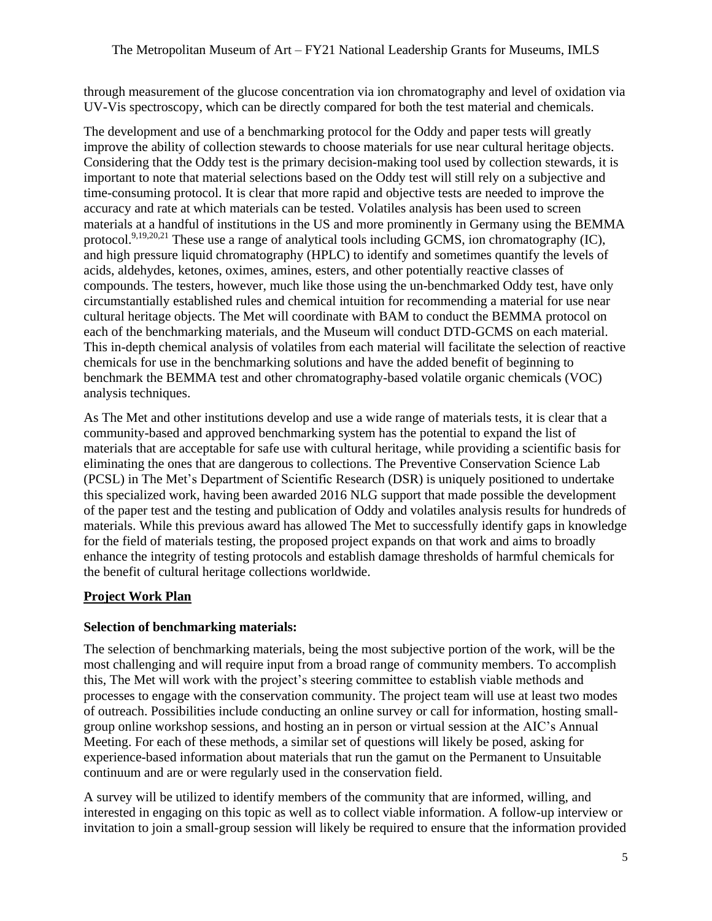through measurement of the glucose concentration via ion chromatography and level of oxidation via UV-Vis spectroscopy, which can be directly compared for both the test material and chemicals.

The development and use of a benchmarking protocol for the Oddy and paper tests will greatly improve the ability of collection stewards to choose materials for use near cultural heritage objects. Considering that the Oddy test is the primary decision-making tool used by collection stewards, it is important to note that material selections based on the Oddy test will still rely on a subjective and time-consuming protocol. It is clear that more rapid and objective tests are needed to improve the accuracy and rate at which materials can be tested. Volatiles analysis has been used to screen materials at a handful of institutions in the US and more prominently in Germany using the BEMMA protocol.[9,19,20,21] These use a range of analytical tools including GCMS, ion chromatography (IC), and high pressure liquid chromatography (HPLC) to identify and sometimes quantify the levels of acids, aldehydes, ketones, oximes, amines, esters, and other potentially reactive classes of compounds. The testers, however, much like those using the un-benchmarked Oddy test, have only circumstantially established rules and chemical intuition for recommending a material for use near cultural heritage objects. The Met will coordinate with BAM to conduct the BEMMA protocol on each of the benchmarking materials, and the Museum will conduct DTD-GCMS on each material. This in-depth chemical analysis of volatiles from each material will facilitate the selection of reactive chemicals for use in the benchmarking solutions and have the added benefit of beginning to benchmark the BEMMA test and other chromatography-based volatile organic chemicals (VOC) analysis techniques.

As The Met and other institutions develop and use a wide range of materials tests, it is clear that a community-based and approved benchmarking system has the potential to expand the list of materials that are acceptable for safe use with cultural heritage, while providing a scientific basis for eliminating the ones that are dangerous to collections. The Preventive Conservation Science Lab (PCSL) in The Met's Department of Scientific Research (DSR) is uniquely positioned to undertake this specialized work, having been awarded 2016 NLG support that made possible the development of the paper test and the testing and publication of Oddy and volatiles analysis results for hundreds of materials. While this previous award has allowed The Met to successfully identify gaps in knowledge for the field of materials testing, the proposed project expands on that work and aims to broadly enhance the integrity of testing protocols and establish damage thresholds of harmful chemicals for the benefit of cultural heritage collections worldwide.

## Project Work Plan

### Selection of benchmarking materials:

The selection of benchmarking materials, being the most subjective portion of the work, will be the most challenging and will require input from a broad range of community members. To accomplish this, The Met will work with the project's steering committee to establish viable methods and processes to engage with the conservation community. The project team will use at least two modes of outreach. Possibilities include conducting an online survey or call for information, hosting small-group online workshop sessions, and hosting an in person or virtual session at the AIC's Annual Meeting. For each of these methods, a similar set of questions will likely be posed, asking for experience-based information about materials that run the gamut on the Permanent to Unsuitable continuum and are or were regularly used in the conservation field.

A survey will be utilized to identify members of the community that are informed, willing, and interested in engaging on this topic as well as to collect viable information. A follow-up interview or invitation to join a small-group session will likely be required to ensure that the information provided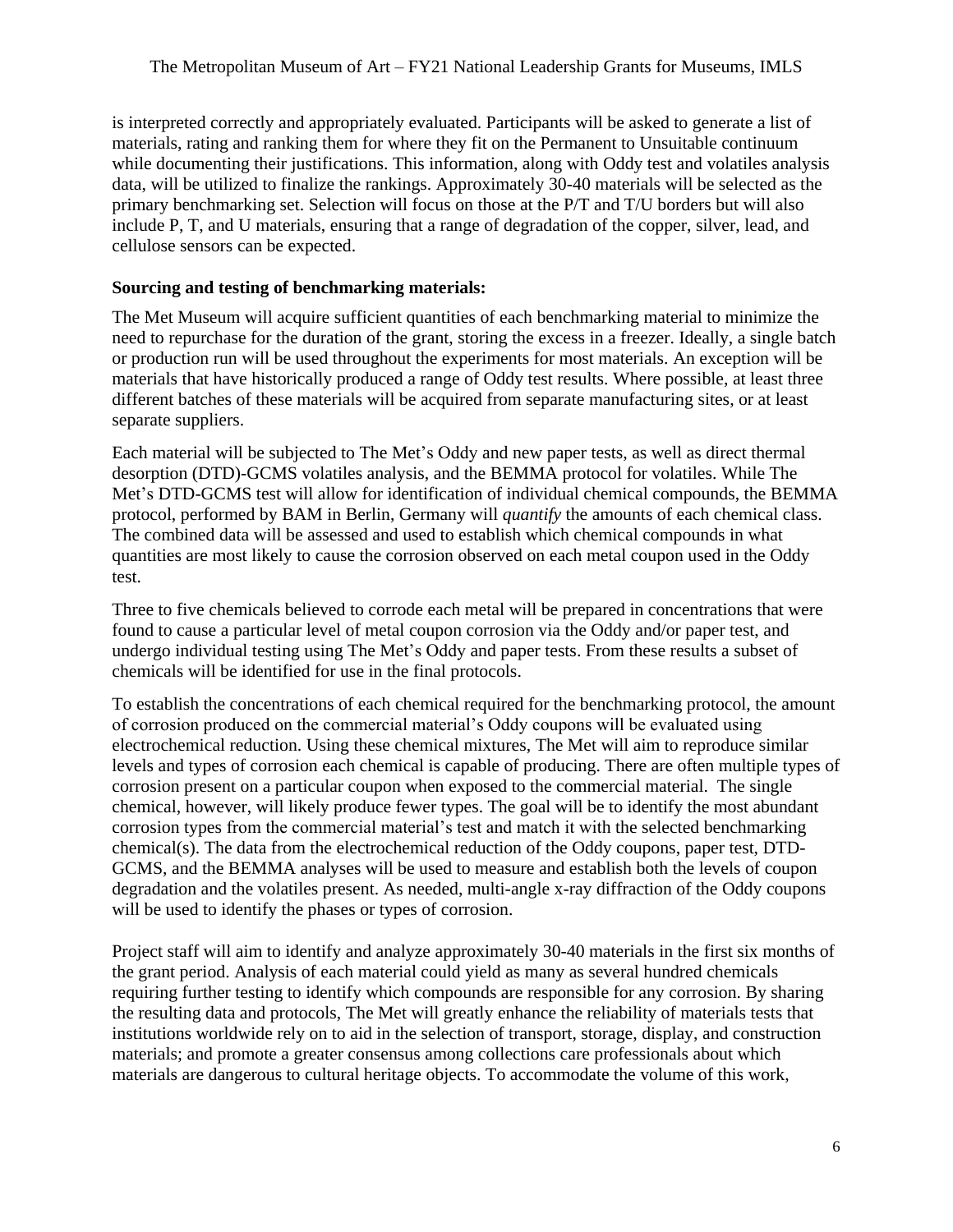is interpreted correctly and appropriately evaluated. Participants will be asked to generate a list of materials, rating and ranking them for where they fit on the Permanent to Unsuitable continuum while documenting their justifications. This information, along with Oddy test and volatiles analysis data, will be utilized to finalize the rankings. Approximately 30-40 materials will be selected as the primary benchmarking set. Selection will focus on those at the P/T and T/U borders but will also include P, T, and U materials, ensuring that a range of degradation of the copper, silver, lead, and cellulose sensors can be expected.

**Sourcing and testing of benchmarking materials:**

The Met Museum will acquire sufficient quantities of each benchmarking material to minimize the need to repurchase for the duration of the grant, storing the excess in a freezer. Ideally, a single batch or production run will be used throughout the experiments for most materials. An exception will be materials that have historically produced a range of Oddy test results. Where possible, at least three different batches of these materials will be acquired from separate manufacturing sites, or at least separate suppliers.

Each material will be subjected to The Met's Oddy and new paper tests, as well as direct thermal desorption (DTD)-GCMS volatiles analysis, and the BEMMA protocol for volatiles. While The Met's DTD-GCMS test will allow for identification of individual chemical compounds, the BEMMA protocol, performed by BAM in Berlin, Germany will *quantify* the amounts of each chemical class. The combined data will be assessed and used to establish which chemical compounds in what quantities are most likely to cause the corrosion observed on each metal coupon used in the Oddy test.

Three to five chemicals believed to corrode each metal will be prepared in concentrations that were found to cause a particular level of metal coupon corrosion via the Oddy and/or paper test, and undergo individual testing using The Met's Oddy and paper tests. From these results a subset of chemicals will be identified for use in the final protocols.

To establish the concentrations of each chemical required for the benchmarking protocol, the amount of corrosion produced on the commercial material's Oddy coupons will be evaluated using electrochemical reduction. Using these chemical mixtures, The Met will aim to reproduce similar levels and types of corrosion each chemical is capable of producing. There are often multiple types of corrosion present on a particular coupon when exposed to the commercial material. The single chemical, however, will likely produce fewer types. The goal will be to identify the most abundant corrosion types from the commercial material's test and match it with the selected benchmarking chemical(s). The data from the electrochemical reduction of the Oddy coupons, paper test, DTD-GCMS, and the BEMMA analyses will be used to measure and establish both the levels of coupon degradation and the volatiles present. As needed, multi-angle x-ray diffraction of the Oddy coupons will be used to identify the phases or types of corrosion.

Project staff will aim to identify and analyze approximately 30-40 materials in the first six months of the grant period. Analysis of each material could yield as many as several hundred chemicals requiring further testing to identify which compounds are responsible for any corrosion. By sharing the resulting data and protocols, The Met will greatly enhance the reliability of materials tests that institutions worldwide rely on to aid in the selection of transport, storage, display, and construction materials; and promote a greater consensus among collections care professionals about which materials are dangerous to cultural heritage objects. To accommodate the volume of this work,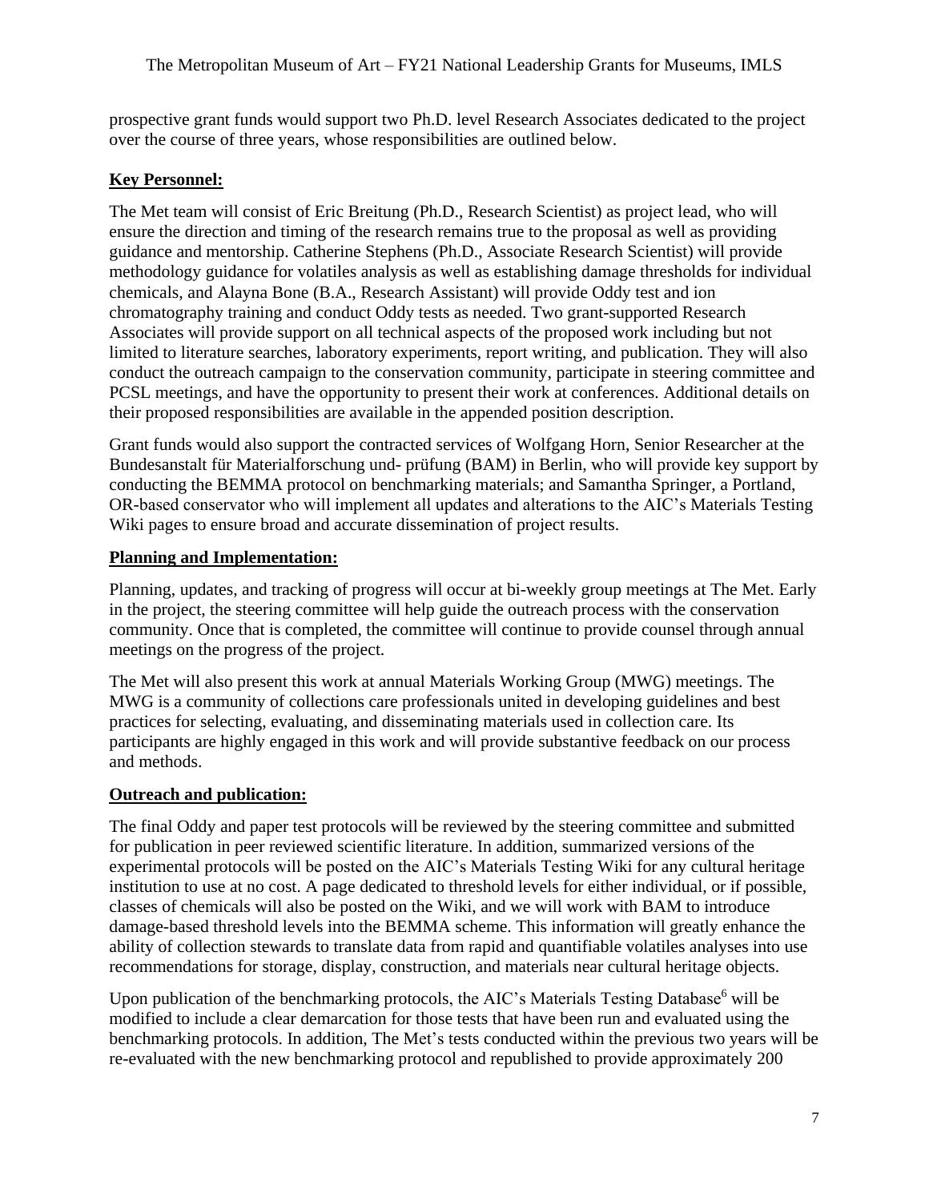prospective grant funds would support two Ph.D. level Research Associates dedicated to the project over the course of three years, whose responsibilities are outlined below.

## Key Personnel:

The Met team will consist of Eric Breitung (Ph.D., Research Scientist) as project lead, who will ensure the direction and timing of the research remains true to the proposal as well as providing guidance and mentorship. Catherine Stephens (Ph.D., Associate Research Scientist) will provide methodology guidance for volatiles analysis as well as establishing damage thresholds for individual chemicals, and Alayna Bone (B.A., Research Assistant) will provide Oddy test and ion chromatography training and conduct Oddy tests as needed. Two grant-supported Research Associates will provide support on all technical aspects of the proposed work including but not limited to literature searches, laboratory experiments, report writing, and publication. They will also conduct the outreach campaign to the conservation community, participate in steering committee and PCSL meetings, and have the opportunity to present their work at conferences. Additional details on their proposed responsibilities are available in the appended position description.

Grant funds would also support the contracted services of Wolfgang Horn, Senior Researcher at the Bundesanstalt für Materialforschung und- prüfung (BAM) in Berlin, who will provide key support by conducting the BEMMA protocol on benchmarking materials; and Samantha Springer, a Portland, OR-based conservator who will implement all updates and alterations to the AIC's Materials Testing Wiki pages to ensure broad and accurate dissemination of project results.

## Planning and Implementation:

Planning, updates, and tracking of progress will occur at bi-weekly group meetings at The Met. Early in the project, the steering committee will help guide the outreach process with the conservation community. Once that is completed, the committee will continue to provide counsel through annual meetings on the progress of the project.

The Met will also present this work at annual Materials Working Group (MWG) meetings. The MWG is a community of collections care professionals united in developing guidelines and best practices for selecting, evaluating, and disseminating materials used in collection care. Its participants are highly engaged in this work and will provide substantive feedback on our process and methods.

## Outreach and publication:

The final Oddy and paper test protocols will be reviewed by the steering committee and submitted for publication in peer reviewed scientific literature. In addition, summarized versions of the experimental protocols will be posted on the AIC's Materials Testing Wiki for any cultural heritage institution to use at no cost. A page dedicated to threshold levels for either individual, or if possible, classes of chemicals will also be posted on the Wiki, and we will work with BAM to introduce damage-based threshold levels into the BEMMA scheme. This information will greatly enhance the ability of collection stewards to translate data from rapid and quantifiable volatiles analyses into use recommendations for storage, display, construction, and materials near cultural heritage objects.

Upon publication of the benchmarking protocols, the AIC's Materials Testing Database[6] will be modified to include a clear demarcation for those tests that have been run and evaluated using the benchmarking protocols. In addition, The Met's tests conducted within the previous two years will be re-evaluated with the new benchmarking protocol and republished to provide approximately 200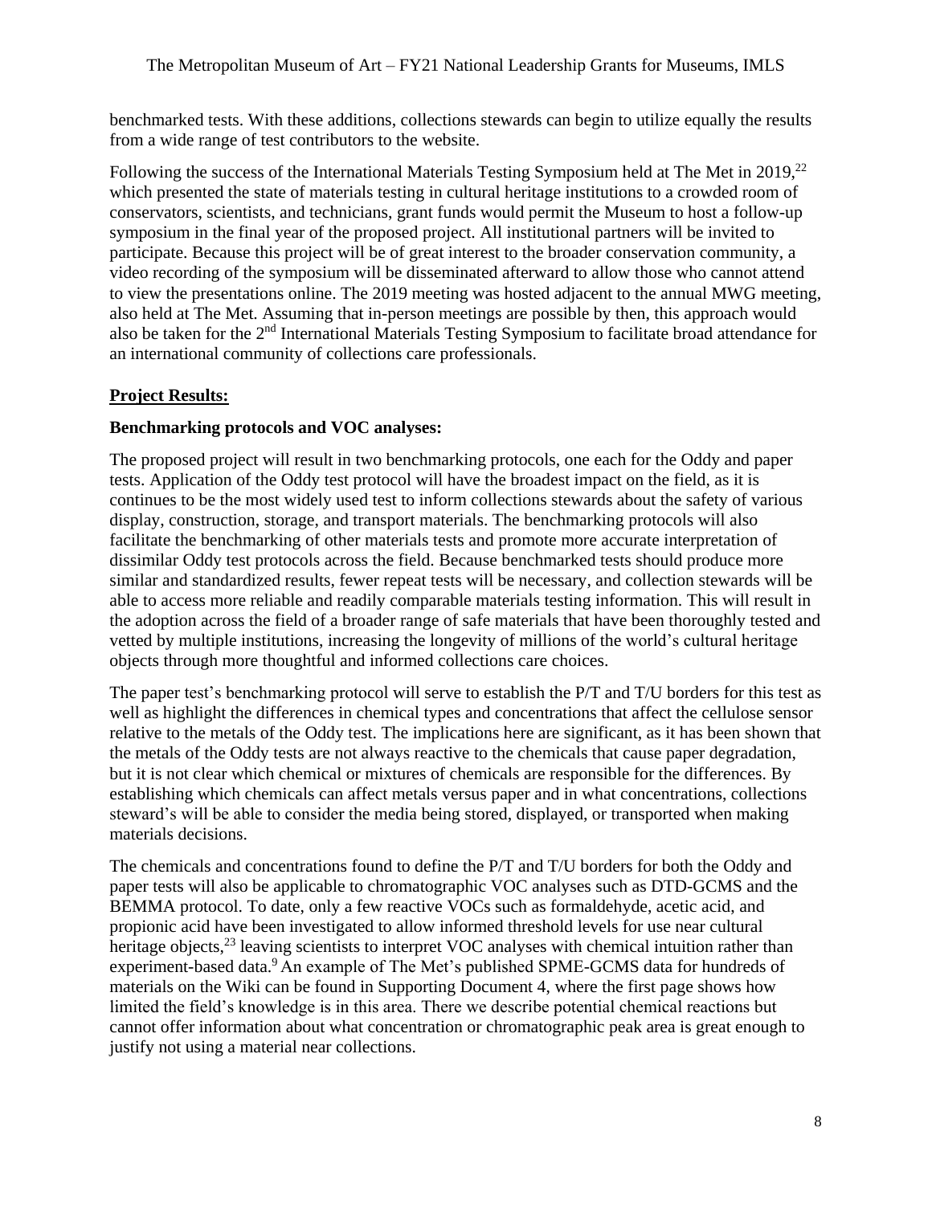benchmarked tests. With these additions, collections stewards can begin to utilize equally the results from a wide range of test contributors to the website.

Following the success of the International Materials Testing Symposium held at The Met in 2019,[22] which presented the state of materials testing in cultural heritage institutions to a crowded room of conservators, scientists, and technicians, grant funds would permit the Museum to host a follow-up symposium in the final year of the proposed project. All institutional partners will be invited to participate. Because this project will be of great interest to the broader conservation community, a video recording of the symposium will be disseminated afterward to allow those who cannot attend to view the presentations online. The 2019 meeting was hosted adjacent to the annual MWG meeting, also held at The Met. Assuming that in-person meetings are possible by then, this approach would also be taken for the 2nd International Materials Testing Symposium to facilitate broad attendance for an international community of collections care professionals.

**Project Results:**

**Benchmarking protocols and VOC analyses:**

The proposed project will result in two benchmarking protocols, one each for the Oddy and paper tests. Application of the Oddy test protocol will have the broadest impact on the field, as it is continues to be the most widely used test to inform collections stewards about the safety of various display, construction, storage, and transport materials. The benchmarking protocols will also facilitate the benchmarking of other materials tests and promote more accurate interpretation of dissimilar Oddy test protocols across the field. Because benchmarked tests should produce more similar and standardized results, fewer repeat tests will be necessary, and collection stewards will be able to access more reliable and readily comparable materials testing information. This will result in the adoption across the field of a broader range of safe materials that have been thoroughly tested and vetted by multiple institutions, increasing the longevity of millions of the world's cultural heritage objects through more thoughtful and informed collections care choices.

The paper test's benchmarking protocol will serve to establish the P/T and T/U borders for this test as well as highlight the differences in chemical types and concentrations that affect the cellulose sensor relative to the metals of the Oddy test. The implications here are significant, as it has been shown that the metals of the Oddy tests are not always reactive to the chemicals that cause paper degradation, but it is not clear which chemical or mixtures of chemicals are responsible for the differences. By establishing which chemicals can affect metals versus paper and in what concentrations, collections steward's will be able to consider the media being stored, displayed, or transported when making materials decisions.

The chemicals and concentrations found to define the P/T and T/U borders for both the Oddy and paper tests will also be applicable to chromatographic VOC analyses such as DTD-GCMS and the BEMMA protocol. To date, only a few reactive VOCs such as formaldehyde, acetic acid, and propionic acid have been investigated to allow informed threshold levels for use near cultural heritage objects,[23] leaving scientists to interpret VOC analyses with chemical intuition rather than experiment-based data.[9] An example of The Met's published SPME-GCMS data for hundreds of materials on the Wiki can be found in Supporting Document 4, where the first page shows how limited the field's knowledge is in this area. There we describe potential chemical reactions but cannot offer information about what concentration or chromatographic peak area is great enough to justify not using a material near collections.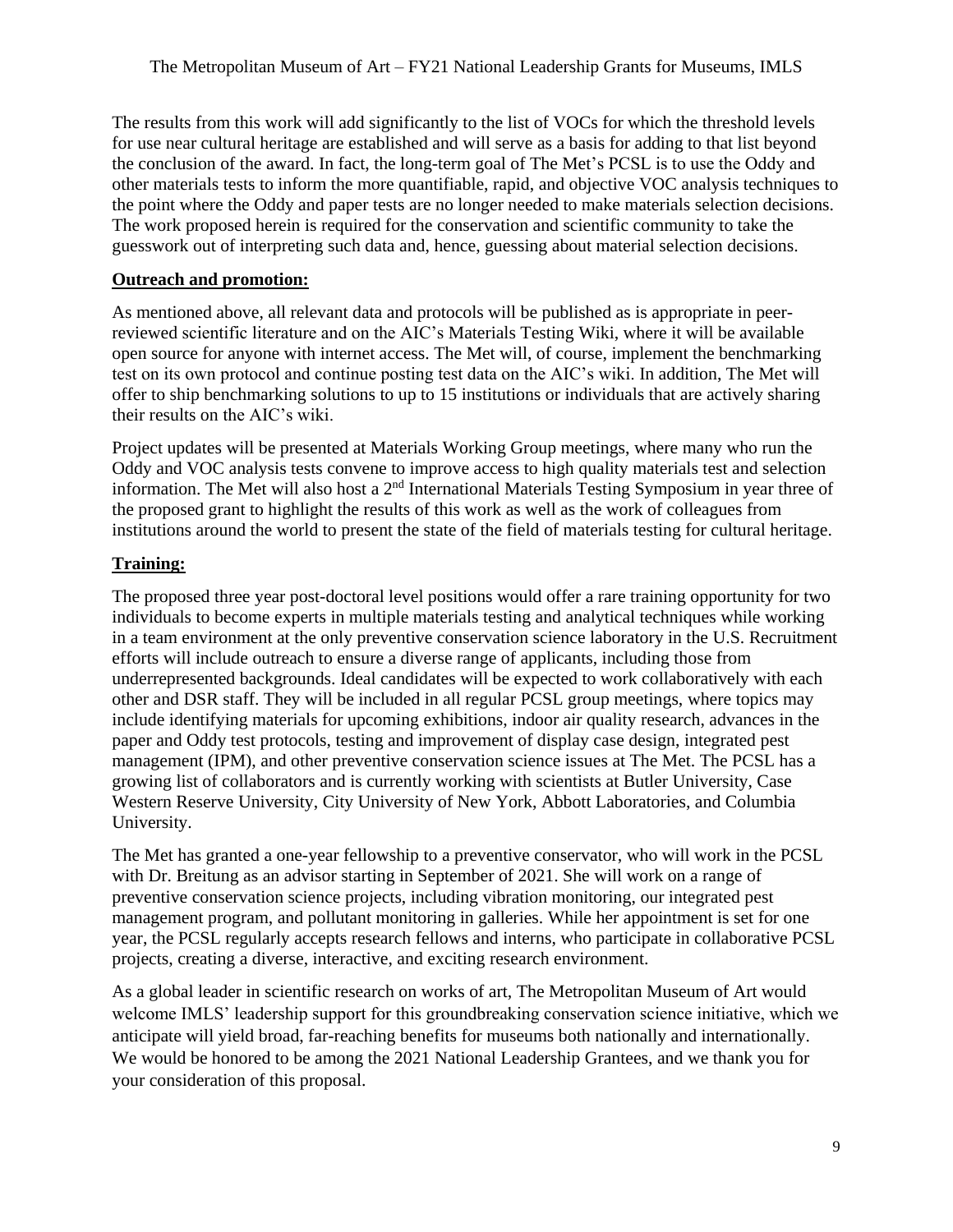The results from this work will add significantly to the list of VOCs for which the threshold levels for use near cultural heritage are established and will serve as a basis for adding to that list beyond the conclusion of the award. In fact, the long-term goal of The Met's PCSL is to use the Oddy and other materials tests to inform the more quantifiable, rapid, and objective VOC analysis techniques to the point where the Oddy and paper tests are no longer needed to make materials selection decisions. The work proposed herein is required for the conservation and scientific community to take the guesswork out of interpreting such data and, hence, guessing about material selection decisions.

**Outreach and promotion:**

As mentioned above, all relevant data and protocols will be published as is appropriate in peer-reviewed scientific literature and on the AIC's Materials Testing Wiki, where it will be available open source for anyone with internet access. The Met will, of course, implement the benchmarking test on its own protocol and continue posting test data on the AIC's wiki. In addition, The Met will offer to ship benchmarking solutions to up to 15 institutions or individuals that are actively sharing their results on the AIC's wiki.

Project updates will be presented at Materials Working Group meetings, where many who run the Oddy and VOC analysis tests convene to improve access to high quality materials test and selection information. The Met will also host a 2nd International Materials Testing Symposium in year three of the proposed grant to highlight the results of this work as well as the work of colleagues from institutions around the world to present the state of the field of materials testing for cultural heritage.

**Training:**

The proposed three year post-doctoral level positions would offer a rare training opportunity for two individuals to become experts in multiple materials testing and analytical techniques while working in a team environment at the only preventive conservation science laboratory in the U.S. Recruitment efforts will include outreach to ensure a diverse range of applicants, including those from underrepresented backgrounds. Ideal candidates will be expected to work collaboratively with each other and DSR staff. They will be included in all regular PCSL group meetings, where topics may include identifying materials for upcoming exhibitions, indoor air quality research, advances in the paper and Oddy test protocols, testing and improvement of display case design, integrated pest management (IPM), and other preventive conservation science issues at The Met. The PCSL has a growing list of collaborators and is currently working with scientists at Butler University, Case Western Reserve University, City University of New York, Abbott Laboratories, and Columbia University.

The Met has granted a one-year fellowship to a preventive conservator, who will work in the PCSL with Dr. Breitung as an advisor starting in September of 2021. She will work on a range of preventive conservation science projects, including vibration monitoring, our integrated pest management program, and pollutant monitoring in galleries. While her appointment is set for one year, the PCSL regularly accepts research fellows and interns, who participate in collaborative PCSL projects, creating a diverse, interactive, and exciting research environment.

As a global leader in scientific research on works of art, The Metropolitan Museum of Art would welcome IMLS' leadership support for this groundbreaking conservation science initiative, which we anticipate will yield broad, far-reaching benefits for museums both nationally and internationally. We would be honored to be among the 2021 National Leadership Grantees, and we thank you for your consideration of this proposal.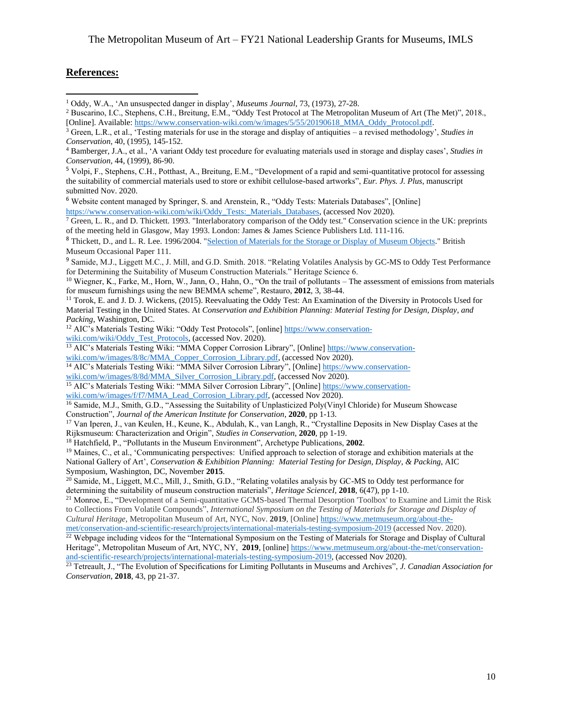## References:

[1] Oddy, W.A., 'An unsuspected danger in display', *Museums Journal*, 73, (1973), 27-28.

[2] Buscarino, I.C., Stephens, C.H., Breitung, E.M., "Oddy Test Protocol at The Metropolitan Museum of Art (The Met)", 2018., [Online]. Available: https://www.conservation-wiki.com/w/images/5/55/20190618_MMA_Oddy_Protocol.pdf.

[3] Green, L.R., et al., 'Testing materials for use in the storage and display of antiquities – a revised methodology', *Studies in Conservation*, 40, (1995), 145-152.

[4] Bamberger, J.A., et al., 'A variant Oddy test procedure for evaluating materials used in storage and display cases', *Studies in Conservation*, 44, (1999), 86-90.

[5] Volpi, F., Stephens, C.H., Potthast, A., Breitung, E.M., "Development of a rapid and semi-quantitative protocol for assessing the suitability of commercial materials used to store or exhibit cellulose-based artworks", *Eur. Phys. J. Plus*, manuscript submitted Nov. 2020.

[6] Website content managed by Springer, S. and Arenstein, R., "Oddy Tests: Materials Databases", [Online] https://www.conservation-wiki.com/wiki/Oddy_Tests:_Materials_Databases, (accessed Nov 2020).

[7] Green, L. R., and D. Thickett. 1993. "Interlaboratory comparison of the Oddy test." Conservation science in the UK: preprints of the meeting held in Glasgow, May 1993. London: James & James Science Publishers Ltd. 111-116.

[8] Thickett, D., and L. R. Lee. 1996/2004. "Selection of Materials for the Storage or Display of Museum Objects." British Museum Occasional Paper 111.

[9] Samide, M.J., Liggett M.C., J. Mill, and G.D. Smith. 2018. "Relating Volatiles Analysis by GC-MS to Oddy Test Performance for Determining the Suitability of Museum Construction Materials." Heritage Science 6.

[10] Wiegner, K., Farke, M., Horn, W., Jann, O., Hahn, O., "On the trail of pollutants – The assessment of emissions from materials for museum furnishings using the new BEMMA scheme", Restauro, **2012**, 3, 38-44.

[11] Torok, E. and J. D. J. Wickens, (2015). Reevaluating the Oddy Test: An Examination of the Diversity in Protocols Used for Material Testing in the United States. At *Conservation and Exhibition Planning: Material Testing for Design, Display, and Packing*, Washington, DC.

[12] AIC's Materials Testing Wiki: "Oddy Test Protocols", [online] https://www.conservation-wiki.com/wiki/Oddy_Test_Protocols, (accessed Nov. 2020).

[13] AIC's Materials Testing Wiki: "MMA Copper Corrosion Library", [Online] https://www.conservation-wiki.com/w/images/8/8c/MMA_Copper_Corrosion_Library.pdf, (accessed Nov 2020).

[14] AIC's Materials Testing Wiki: "MMA Silver Corrosion Library", [Online] https://www.conservation-wiki.com/w/images/8/8d/MMA_Silver_Corrosion_Library.pdf, (accessed Nov 2020).

[15] AIC's Materials Testing Wiki: "MMA Silver Corrosion Library", [Online] https://www.conservation-wiki.com/w/images/f/f7/MMA_Lead_Corrosion_Library.pdf, (accessed Nov 2020).

[16] Samide, M.J., Smith, G.D., "Assessing the Suitability of Unplasticized Poly(Vinyl Chloride) for Museum Showcase Construction", *Journal of the American Institute for Conservation*, **2020**, pp 1-13.

[17] Van Iperen, J., van Keulen, H., Keune, K., Abdulah, K., van Langh, R., "Crystalline Deposits in New Display Cases at the Rijksmuseum: Characterization and Origin", *Studies in Conservation*, **2020**, pp 1-19.

[18] Hatchfield, P., "Pollutants in the Museum Environment", Archetype Publications, **2002**.

[19] Maines, C., et al., 'Communicating perspectives: Unified approach to selection of storage and exhibition materials at the National Gallery of Art', *Conservation & Exhibition Planning: Material Testing for Design, Display, & Packing*, AIC Symposium, Washington, DC, November **2015**.

[20] Samide, M., Liggett, M.C., Mill, J., Smith, G.D., "Relating volatiles analysis by GC-MS to Oddy test performance for determining the suitability of museum construction materials", *Heritage ScienceI*, **2018**, 6(47), pp 1-10.

[21] Monroe, E., "Development of a Semi-quantitative GCMS-based Thermal Desorption 'Toolbox' to Examine and Limit the Risk to Collections From Volatile Compounds", *International Symposium on the Testing of Materials for Storage and Display of Cultural Heritage*, Metropolitan Museum of Art, NYC, Nov. **2019**, [Online] https://www.metmuseum.org/about-the-met/conservation-and-scientific-research/projects/international-materials-testing-symposium-2019 (accessed Nov. 2020).

[22] Webpage including videos for the "International Symposium on the Testing of Materials for Storage and Display of Cultural Heritage", Metropolitan Museum of Art, NYC, NY, **2019**, [online] https://www.metmuseum.org/about-the-met/conservation-and-scientific-research/projects/international-materials-testing-symposium-2019, (accessed Nov 2020).

[23] Tetreault, J., "The Evolution of Specifications for Limiting Pollutants in Museums and Archives", *J. Canadian Association for Conservation*, **2018**, 43, pp 21-37.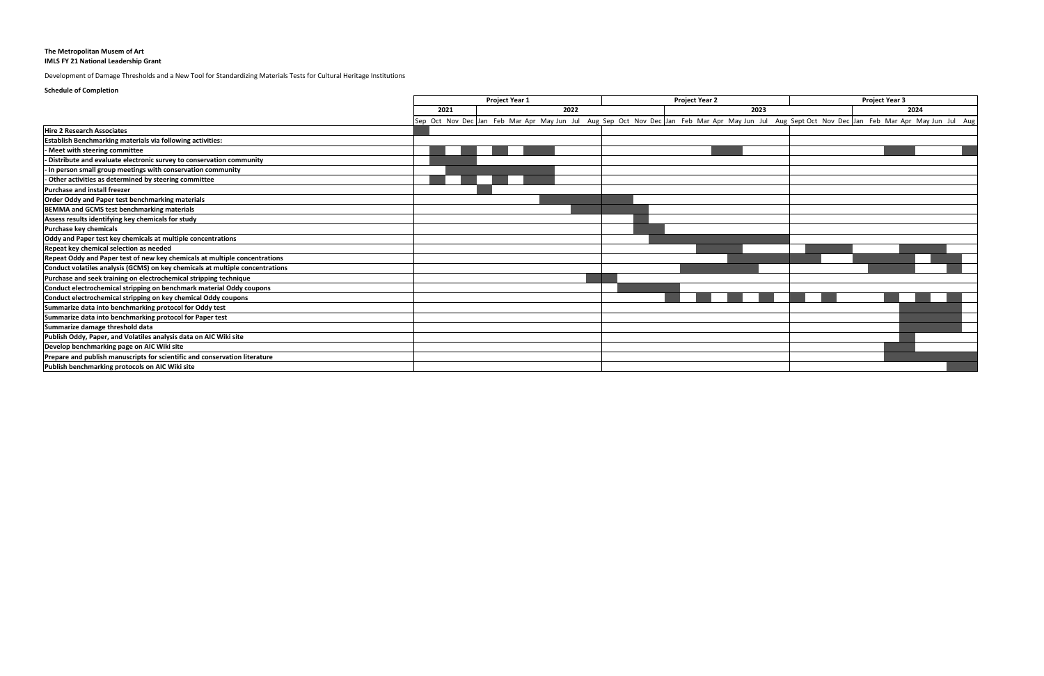**The Metropolitan Musem of Art**
**IMLS FY 21 National Leadership Grant**

Development of Damage Thresholds and a New Tool for Standardizing Materials Tests for Cultural Heritage Institutions

**Schedule of Completion**

Project Year 1
2021
2022
Sep Oct Nov Dec Jan Feb Mar Apr May Jun Jul Aug

Project Year 2
2023
Sep Oct Nov Dec Jan Feb Mar Apr May Jun Jul Aug

Project Year 3
2024
Sept Oct Nov Dec Jan Feb Mar Apr May Jun Jul Aug

**Hire 2 Research Associates**
**Establish Benchmarking materials via following activities:**
**- Meet with steering committee**
**- Distribute and evaluate electronic survey to conservation community**
**- In person small group meetings with conservation community**
**- Other activities as determined by steering committee**
**Purchase and install freezer**
**Order Oddy and Paper test benchmarking materials**
**BEMMA and GCMS test benchmarking materials**
**Assess results identifying key chemicals for study**
**Purchase key chemicals**
**Oddy and Paper test key chemicals at multiple concentrations**
**Repeat key chemical selection as needed**
**Repeat Oddy and Paper test of new key chemicals at multiple concentrations**
**Conduct volatiles analysis (GCMS) on key chemicals at multiple concentrations**
**Purchase and seek training on electrochemical stripping technique**
**Conduct electrochemical stripping on benchmark material Oddy coupons**
**Conduct electrochemical stripping on key chemical Oddy coupons**
**Summarize data into benchmarking protocol for Oddy test**
**Summarize data into benchmarking protocol for Paper test**
**Summarize damage threshold data**
**Publish Oddy, Paper, and Volatiles analysis data on AIC Wiki site**
**Develop benchmarking page on AIC Wiki site**
**Prepare and publish manuscripts for scientific and conservation literature**
**Publish benchmarking protocols on AIC Wiki site**